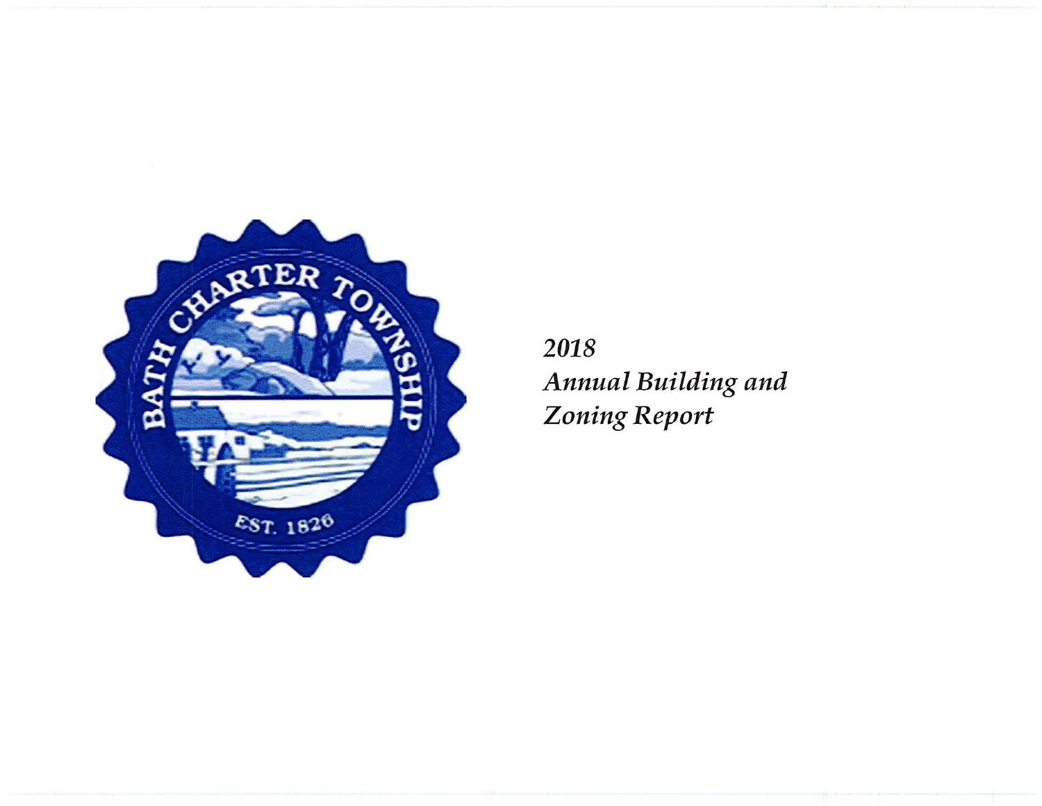BATH CHARTER TOWNSHIP

EST. 1826

# *2018 Annual Building and Zoning Report*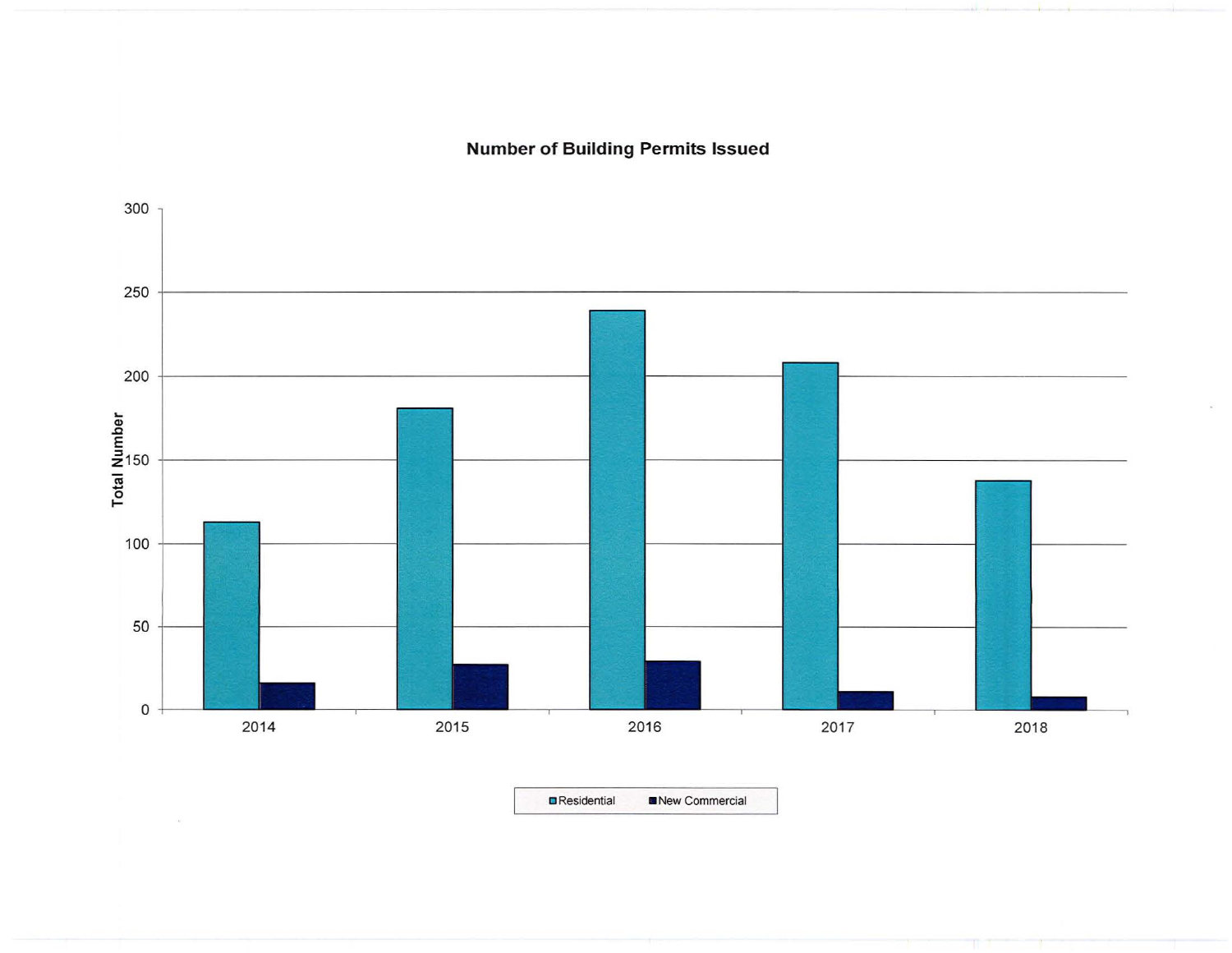**Number of Building Permits Issued**

Total Number

300
250
200
150
100
50
0

2014 2015 2016 2017 2018

Residential New Commercial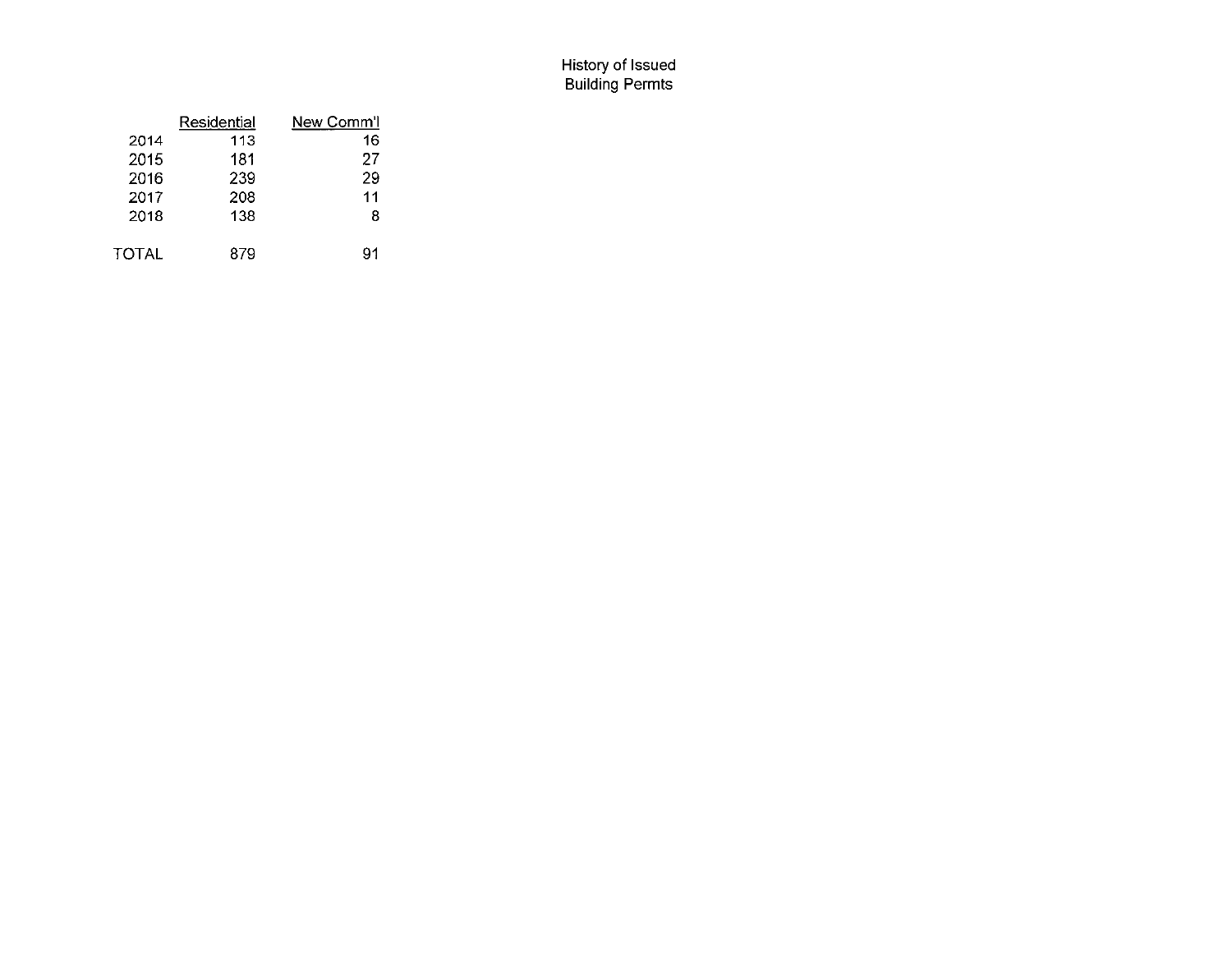History of Issued
Building Permts

| | Residential | New Comm'l |
|---|---|---|
| 2014 | 113 | 16 |
| 2015 | 181 | 27 |
| 2016 | 239 | 29 |
| 2017 | 208 | 11 |
| 2018 | 138 | 8 |
| TOTAL | 879 | 91 |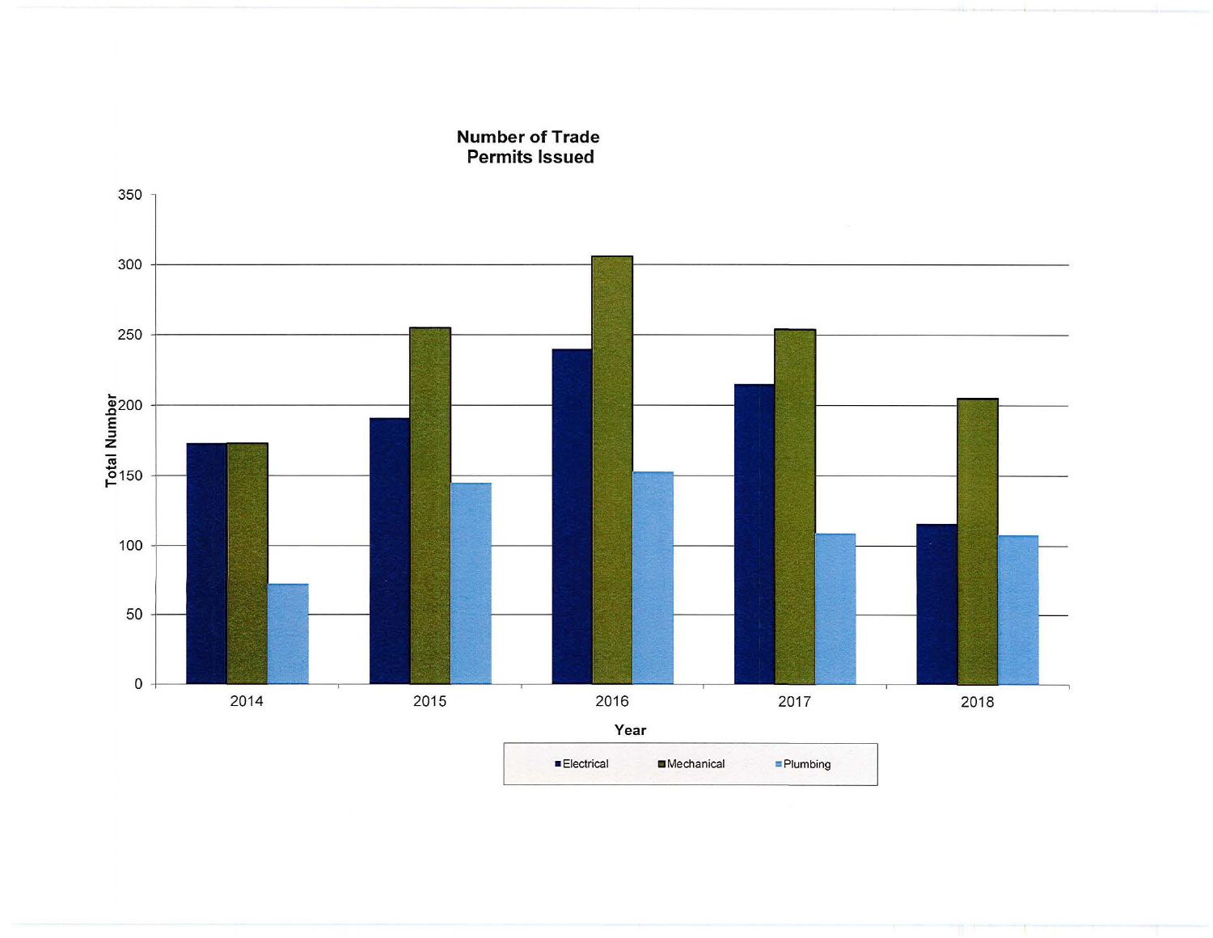## Number of Trade Permits Issued

| Year | Electrical | Mechanical | Plumbing |
|---|---|---|---|
| 2014 | 172 | 172 | 71 |
| 2015 | 190 | 255 | 144 |
| 2016 | 239 | 305 | 152 |
| 2017 | 214 | 254 | 108 |
| 2018 | 114 | 204 | 106 |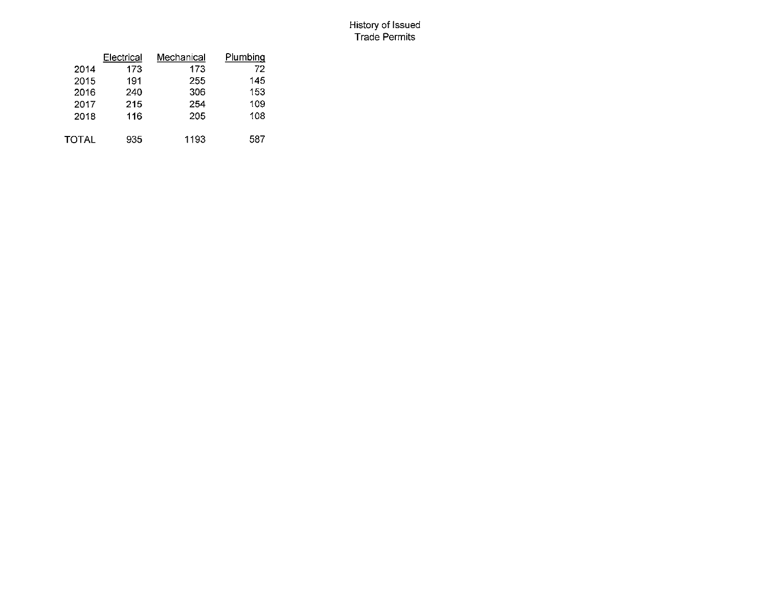# History of Issued Trade Permits

| | Electrical | Mechanical | Plumbing |
|---|---|---|---|
| 2014 | 173 | 173 | 72 |
| 2015 | 191 | 255 | 145 |
| 2016 | 240 | 306 | 153 |
| 2017 | 215 | 254 | 109 |
| 2018 | 116 | 205 | 108 |
| TOTAL | 935 | 1193 | 587 |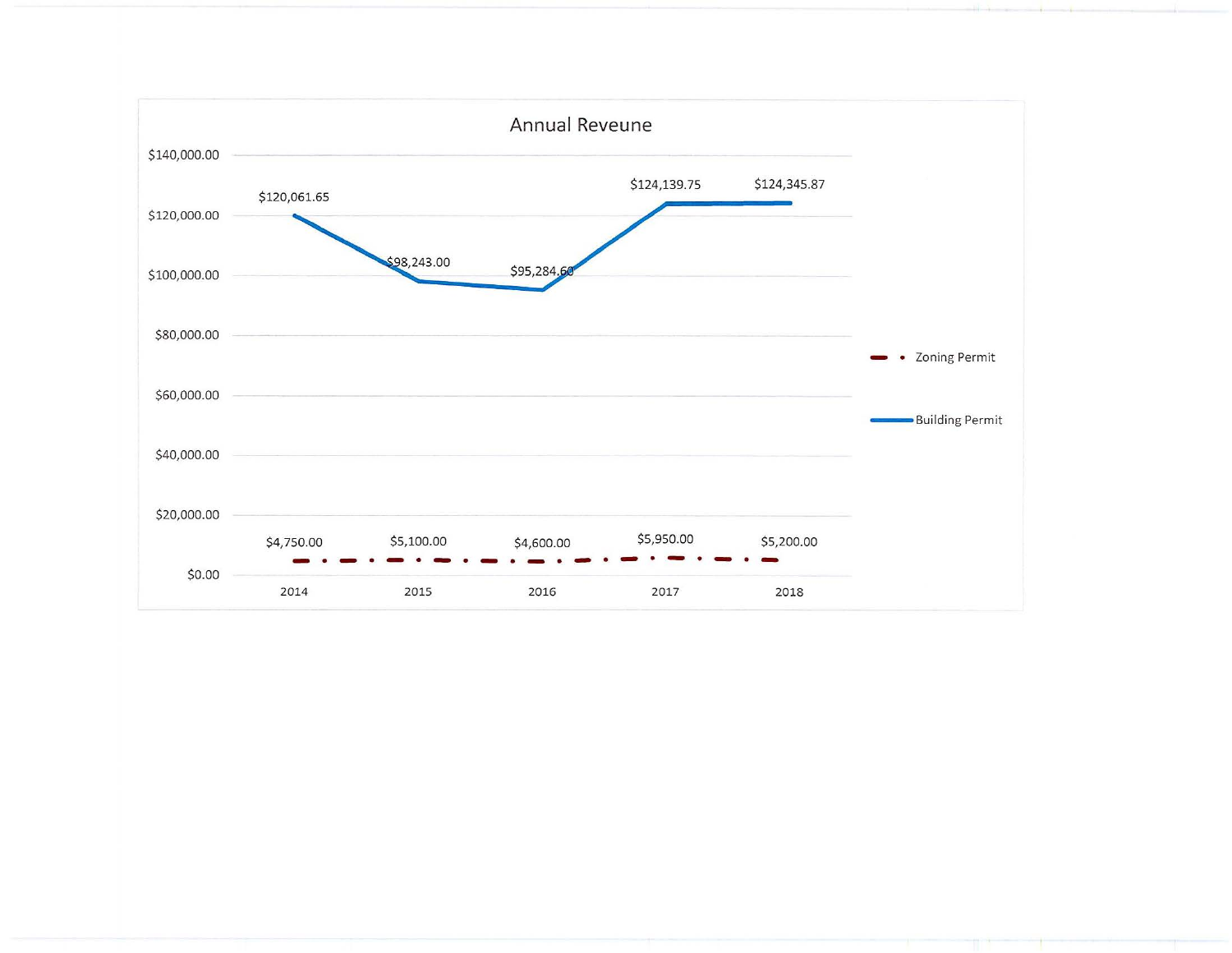## Annual Reveune

| Year | Zoning Permit | Building Permit |
|---|---|---|
| 2014 | $4,750.00 | $120,061.65 |
| 2015 | $5,100.00 | $98,243.00 |
| 2016 | $4,600.00 | $95,284.60 |
| 2017 | $5,950.00 | $124,139.75 |
| 2018 | $5,200.00 | $124,345.87 |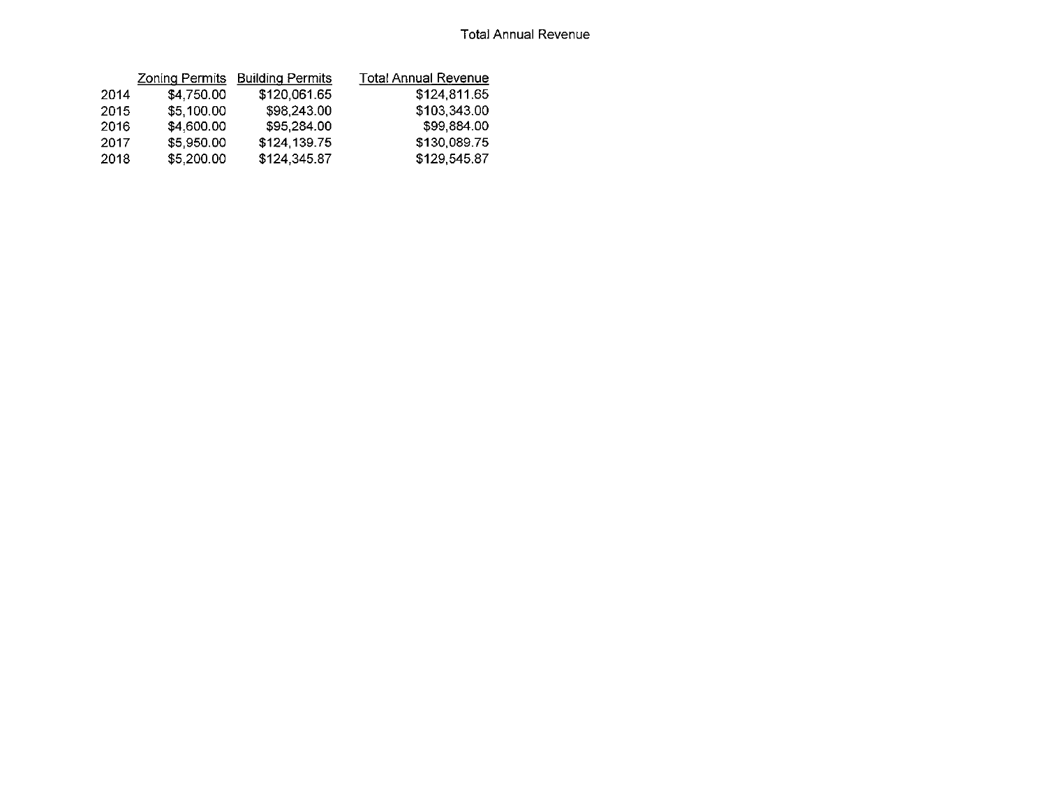# Total Annual Revenue

| | Zoning Permits | Building Permits | Total Annual Revenue |
|---|---|---|---|
| 2014 | $4,750.00 | $120,061.65 | $124,811.65 |
| 2015 | $5,100.00 | $98,243.00 | $103,343.00 |
| 2016 | $4,600.00 | $95,284.00 | $99,884.00 |
| 2017 | $5,950.00 | $124,139.75 | $130,089.75 |
| 2018 | $5,200.00 | $124,345.87 | $129,545.87 |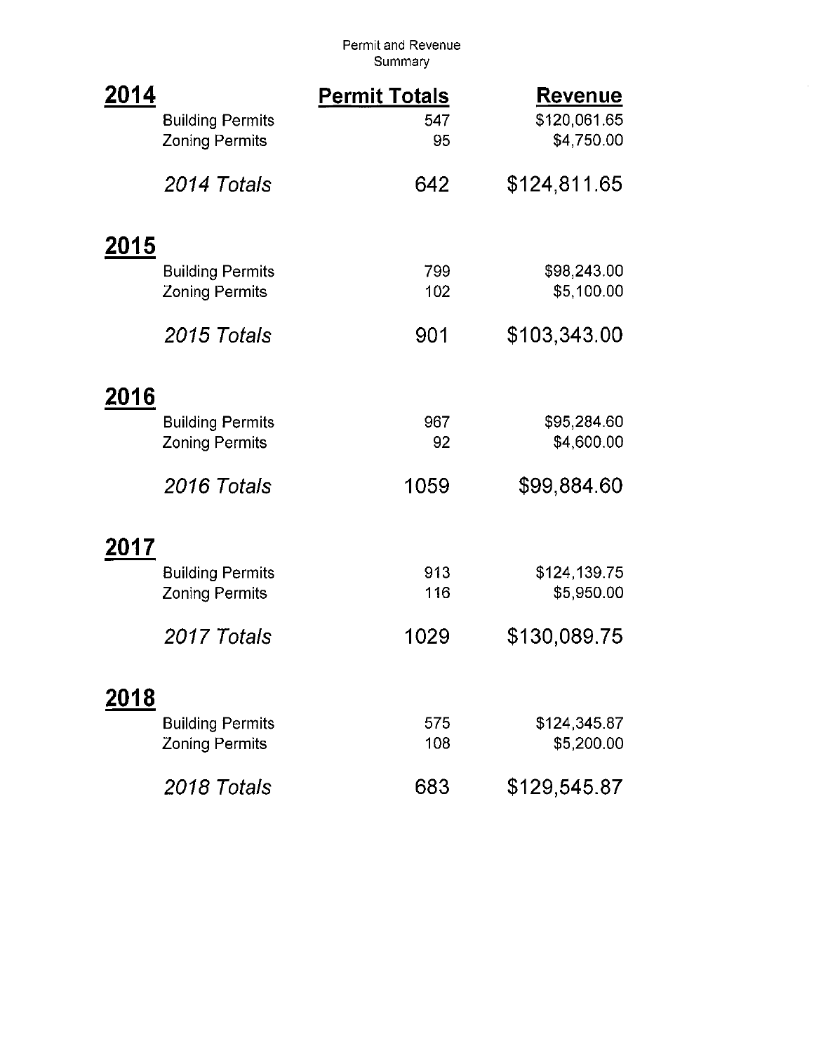Permit and Revenue Summary

| | | Permit Totals | Revenue |
|---|---|---|---|
| **2014** | | | |
| | Building Permits | 547 | \$120,061.65 |
| | Zoning Permits | 95 | \$4,750.00 |
| | *2014 Totals* | 642 | \$124,811.65 |
| **2015** | | | |
| | Building Permits | 799 | \$98,243.00 |
| | Zoning Permits | 102 | \$5,100.00 |
| | *2015 Totals* | 901 | \$103,343.00 |
| **2016** | | | |
| | Building Permits | 967 | \$95,284.60 |
| | Zoning Permits | 92 | \$4,600.00 |
| | *2016 Totals* | 1059 | \$99,884.60 |
| **2017** | | | |
| | Building Permits | 913 | \$124,139.75 |
| | Zoning Permits | 116 | \$5,950.00 |
| | *2017 Totals* | 1029 | \$130,089.75 |
| **2018** | | | |
| | Building Permits | 575 | \$124,345.87 |
| | Zoning Permits | 108 | \$5,200.00 |
| | *2018 Totals* | 683 | \$129,545.87 |